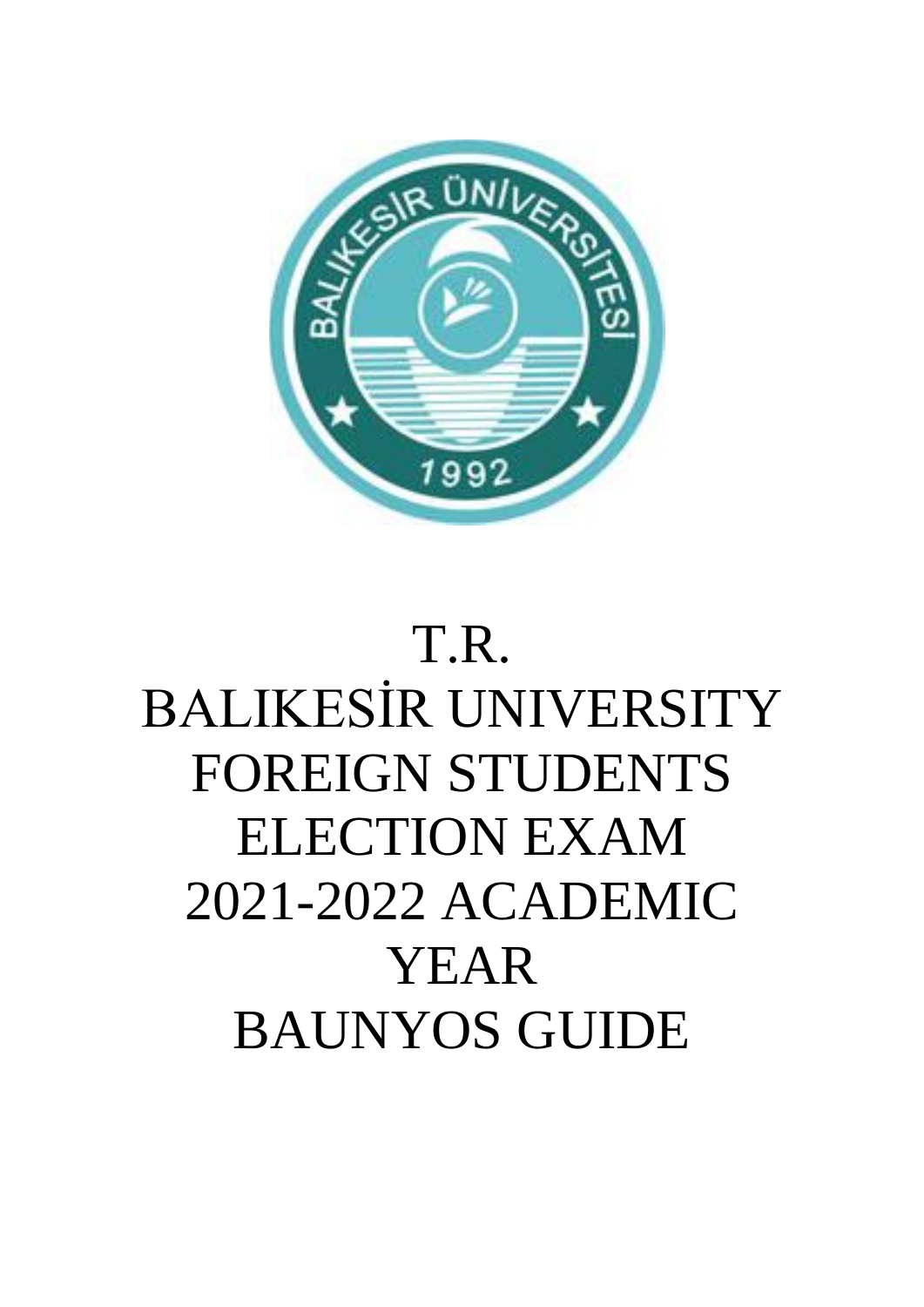# T.R.
# BALIKESİR UNIVERSITY
# FOREIGN STUDENTS ELECTION EXAM
# 2021-2022 ACADEMIC YEAR
# BAUNYOS GUIDE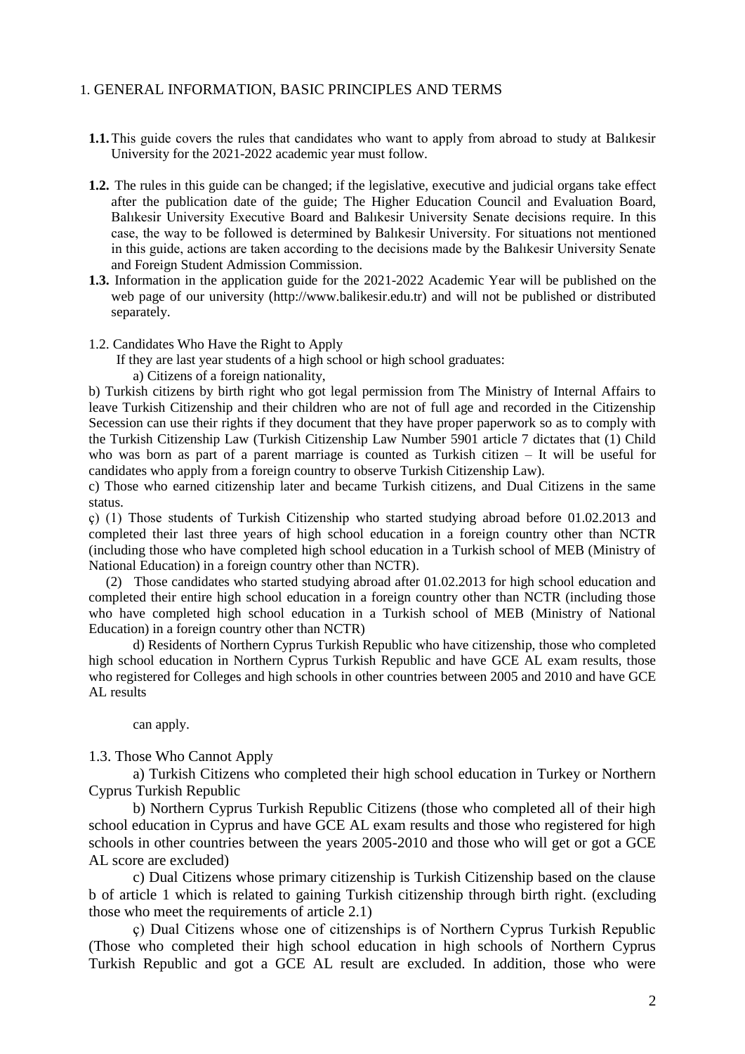# 1. GENERAL INFORMATION, BASIC PRINCIPLES AND TERMS

**1.1.** This guide covers the rules that candidates who want to apply from abroad to study at Balıkesir University for the 2021-2022 academic year must follow.

**1.2.** The rules in this guide can be changed; if the legislative, executive and judicial organs take effect after the publication date of the guide; The Higher Education Council and Evaluation Board, Balıkesir University Executive Board and Balıkesir University Senate decisions require. In this case, the way to be followed is determined by Balıkesir University. For situations not mentioned in this guide, actions are taken according to the decisions made by the Balıkesir University Senate and Foreign Student Admission Commission.

**1.3.** Information in the application guide for the 2021-2022 Academic Year will be published on the web page of our university (http://www.balikesir.edu.tr) and will not be published or distributed separately.

## 1.2. Candidates Who Have the Right to Apply

If they are last year students of a high school or high school graduates:

a) Citizens of a foreign nationality,

b) Turkish citizens by birth right who got legal permission from The Ministry of Internal Affairs to leave Turkish Citizenship and their children who are not of full age and recorded in the Citizenship Secession can use their rights if they document that they have proper paperwork so as to comply with the Turkish Citizenship Law (Turkish Citizenship Law Number 5901 article 7 dictates that (1) Child who was born as part of a parent marriage is counted as Turkish citizen – It will be useful for candidates who apply from a foreign country to observe Turkish Citizenship Law).

c) Those who earned citizenship later and became Turkish citizens, and Dual Citizens in the same status.

ç) (1) Those students of Turkish Citizenship who started studying abroad before 01.02.2013 and completed their last three years of high school education in a foreign country other than NCTR (including those who have completed high school education in a Turkish school of MEB (Ministry of National Education) in a foreign country other than NCTR).

(2) Those candidates who started studying abroad after 01.02.2013 for high school education and completed their entire high school education in a foreign country other than NCTR (including those who have completed high school education in a Turkish school of MEB (Ministry of National Education) in a foreign country other than NCTR)

d) Residents of Northern Cyprus Turkish Republic who have citizenship, those who completed high school education in Northern Cyprus Turkish Republic and have GCE AL exam results, those who registered for Colleges and high schools in other countries between 2005 and 2010 and have GCE AL results

can apply.

## 1.3. Those Who Cannot Apply

a) Turkish Citizens who completed their high school education in Turkey or Northern Cyprus Turkish Republic

b) Northern Cyprus Turkish Republic Citizens (those who completed all of their high school education in Cyprus and have GCE AL exam results and those who registered for high schools in other countries between the years 2005-2010 and those who will get or got a GCE AL score are excluded)

c) Dual Citizens whose primary citizenship is Turkish Citizenship based on the clause b of article 1 which is related to gaining Turkish citizenship through birth right. (excluding those who meet the requirements of article 2.1)

ç) Dual Citizens whose one of citizenships is of Northern Cyprus Turkish Republic (Those who completed their high school education in high schools of Northern Cyprus Turkish Republic and got a GCE AL result are excluded. In addition, those who were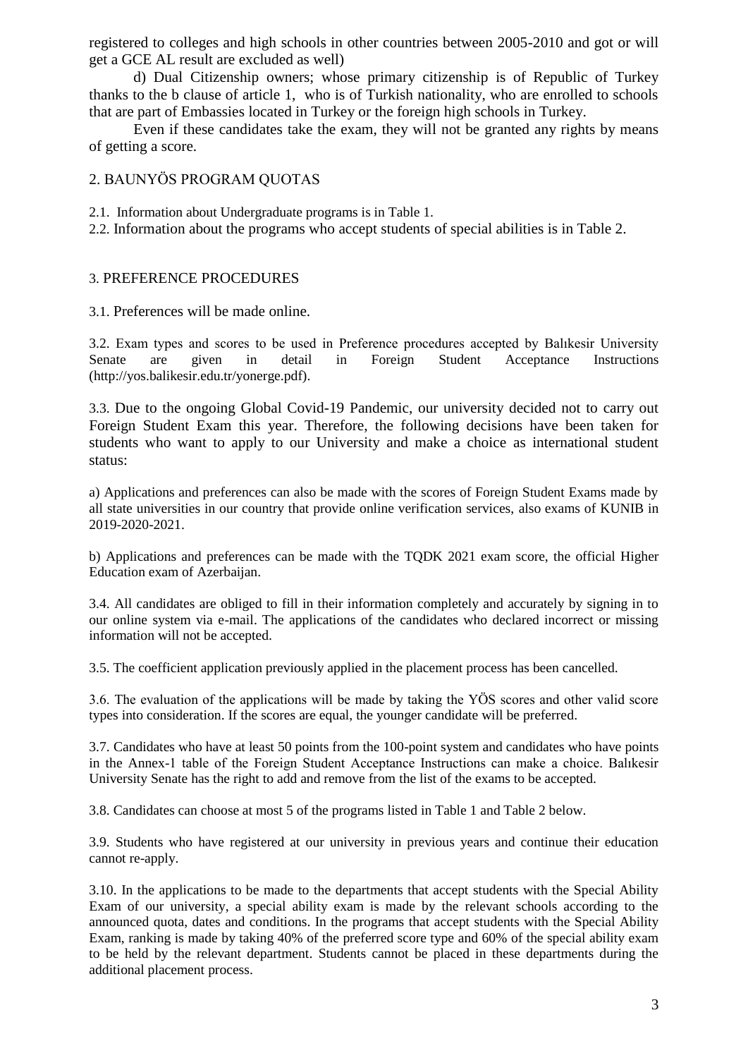registered to colleges and high schools in other countries between 2005-2010 and got or will get a GCE AL result are excluded as well)

d) Dual Citizenship owners; whose primary citizenship is of Republic of Turkey thanks to the b clause of article 1, who is of Turkish nationality, who are enrolled to schools that are part of Embassies located in Turkey or the foreign high schools in Turkey.

Even if these candidates take the exam, they will not be granted any rights by means of getting a score.

## 2. BAUNYÖS PROGRAM QUOTAS

2.1. Information about Undergraduate programs is in Table 1.

2.2. Information about the programs who accept students of special abilities is in Table 2.

## 3. PREFERENCE PROCEDURES

3.1. Preferences will be made online.

3.2. Exam types and scores to be used in Preference procedures accepted by Balıkesir University Senate are given in detail in Foreign Student Acceptance Instructions (http://yos.balikesir.edu.tr/yonerge.pdf).

3.3. Due to the ongoing Global Covid-19 Pandemic, our university decided not to carry out Foreign Student Exam this year. Therefore, the following decisions have been taken for students who want to apply to our University and make a choice as international student status:

a) Applications and preferences can also be made with the scores of Foreign Student Exams made by all state universities in our country that provide online verification services, also exams of KUNIB in 2019-2020-2021.

b) Applications and preferences can be made with the TQDK 2021 exam score, the official Higher Education exam of Azerbaijan.

3.4. All candidates are obliged to fill in their information completely and accurately by signing in to our online system via e-mail. The applications of the candidates who declared incorrect or missing information will not be accepted.

3.5. The coefficient application previously applied in the placement process has been cancelled.

3.6. The evaluation of the applications will be made by taking the YÖS scores and other valid score types into consideration. If the scores are equal, the younger candidate will be preferred.

3.7. Candidates who have at least 50 points from the 100-point system and candidates who have points in the Annex-1 table of the Foreign Student Acceptance Instructions can make a choice. Balıkesir University Senate has the right to add and remove from the list of the exams to be accepted.

3.8. Candidates can choose at most 5 of the programs listed in Table 1 and Table 2 below.

3.9. Students who have registered at our university in previous years and continue their education cannot re-apply.

3.10. In the applications to be made to the departments that accept students with the Special Ability Exam of our university, a special ability exam is made by the relevant schools according to the announced quota, dates and conditions. In the programs that accept students with the Special Ability Exam, ranking is made by taking 40% of the preferred score type and 60% of the special ability exam to be held by the relevant department. Students cannot be placed in these departments during the additional placement process.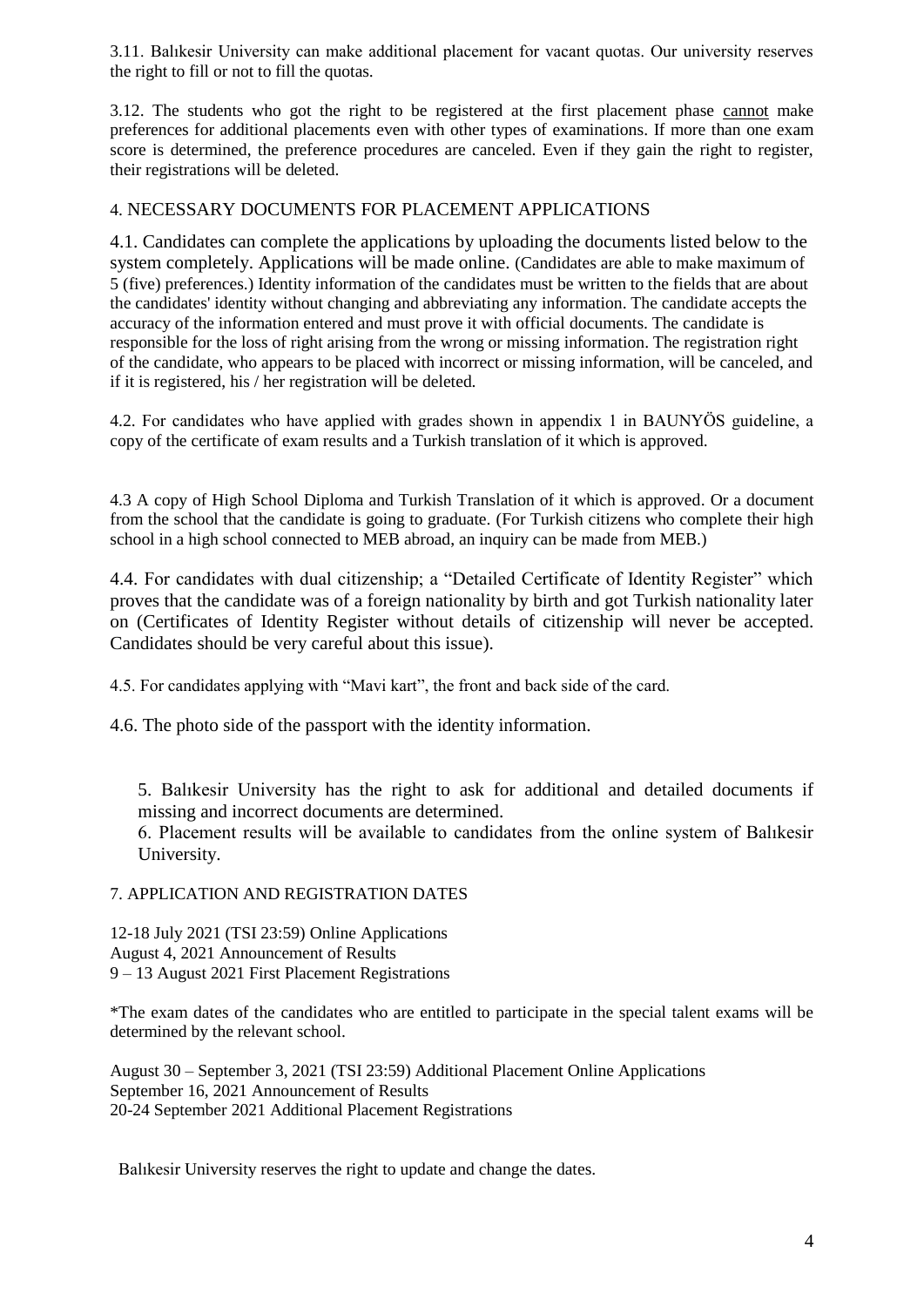3.11. Balıkesir University can make additional placement for vacant quotas. Our university reserves the right to fill or not to fill the quotas.

3.12. The students who got the right to be registered at the first placement phase cannot make preferences for additional placements even with other types of examinations. If more than one exam score is determined, the preference procedures are canceled. Even if they gain the right to register, their registrations will be deleted.

## 4. NECESSARY DOCUMENTS FOR PLACEMENT APPLICATIONS

4.1. Candidates can complete the applications by uploading the documents listed below to the system completely. Applications will be made online. (Candidates are able to make maximum of 5 (five) preferences.) Identity information of the candidates must be written to the fields that are about the candidates' identity without changing and abbreviating any information. The candidate accepts the accuracy of the information entered and must prove it with official documents. The candidate is responsible for the loss of right arising from the wrong or missing information. The registration right of the candidate, who appears to be placed with incorrect or missing information, will be canceled, and if it is registered, his / her registration will be deleted.

4.2. For candidates who have applied with grades shown in appendix 1 in BAUNYÖS guideline, a copy of the certificate of exam results and a Turkish translation of it which is approved.

4.3 A copy of High School Diploma and Turkish Translation of it which is approved. Or a document from the school that the candidate is going to graduate. (For Turkish citizens who complete their high school in a high school connected to MEB abroad, an inquiry can be made from MEB.)

4.4. For candidates with dual citizenship; a "Detailed Certificate of Identity Register" which proves that the candidate was of a foreign nationality by birth and got Turkish nationality later on (Certificates of Identity Register without details of citizenship will never be accepted. Candidates should be very careful about this issue).

4.5. For candidates applying with "Mavi kart", the front and back side of the card.

4.6. The photo side of the passport with the identity information.

5. Balıkesir University has the right to ask for additional and detailed documents if missing and incorrect documents are determined.

6. Placement results will be available to candidates from the online system of Balıkesir University.

## 7. APPLICATION AND REGISTRATION DATES

12-18 July 2021 (TSI 23:59) Online Applications
August 4, 2021 Announcement of Results
9 – 13 August 2021 First Placement Registrations

*The exam dates of the candidates who are entitled to participate in the special talent exams will be determined by the relevant school.

August 30 – September 3, 2021 (TSI 23:59) Additional Placement Online Applications
September 16, 2021 Announcement of Results
20-24 September 2021 Additional Placement Registrations

Balıkesir University reserves the right to update and change the dates.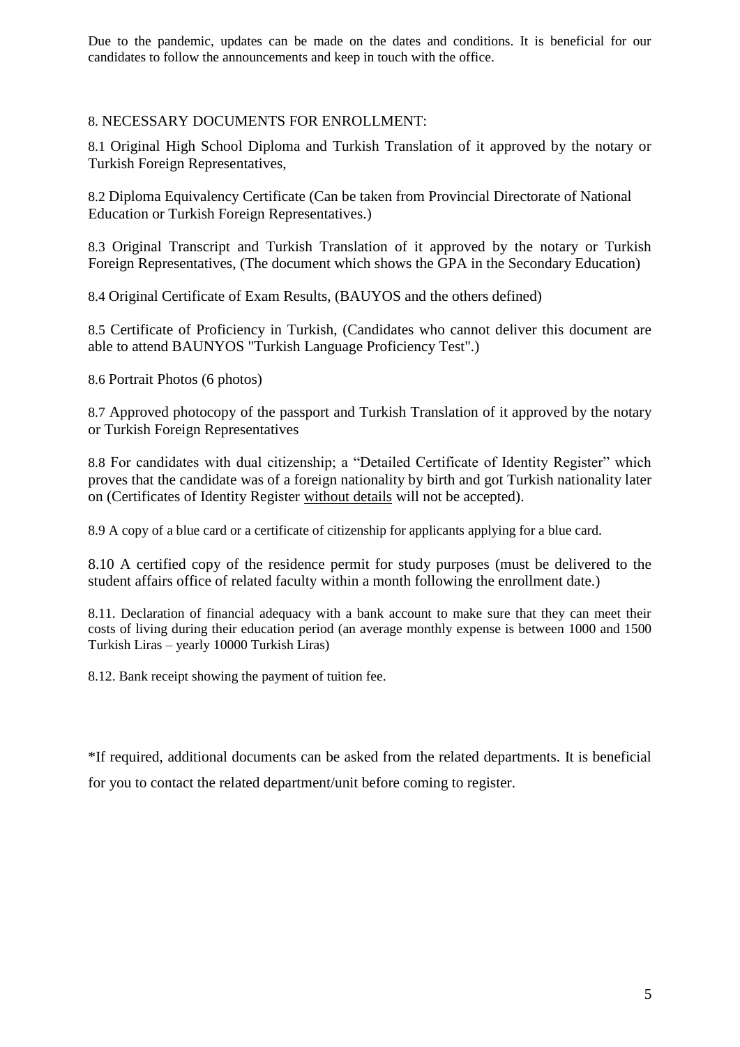Due to the pandemic, updates can be made on the dates and conditions. It is beneficial for our candidates to follow the announcements and keep in touch with the office.

## 8. NECESSARY DOCUMENTS FOR ENROLLMENT:

8.1 Original High School Diploma and Turkish Translation of it approved by the notary or Turkish Foreign Representatives,

8.2 Diploma Equivalency Certificate (Can be taken from Provincial Directorate of National Education or Turkish Foreign Representatives.)

8.3 Original Transcript and Turkish Translation of it approved by the notary or Turkish Foreign Representatives, (The document which shows the GPA in the Secondary Education)

8.4 Original Certificate of Exam Results, (BAUYOS and the others defined)

8.5 Certificate of Proficiency in Turkish, (Candidates who cannot deliver this document are able to attend BAUNYOS "Turkish Language Proficiency Test".)

8.6 Portrait Photos (6 photos)

8.7 Approved photocopy of the passport and Turkish Translation of it approved by the notary or Turkish Foreign Representatives

8.8 For candidates with dual citizenship; a "Detailed Certificate of Identity Register" which proves that the candidate was of a foreign nationality by birth and got Turkish nationality later on (Certificates of Identity Register <u>without details</u> will not be accepted).

8.9 A copy of a blue card or a certificate of citizenship for applicants applying for a blue card.

8.10 A certified copy of the residence permit for study purposes (must be delivered to the student affairs office of related faculty within a month following the enrollment date.)

8.11. Declaration of financial adequacy with a bank account to make sure that they can meet their costs of living during their education period (an average monthly expense is between 1000 and 1500 Turkish Liras – yearly 10000 Turkish Liras)

8.12. Bank receipt showing the payment of tuition fee.

*If required, additional documents can be asked from the related departments. It is beneficial for you to contact the related department/unit before coming to register.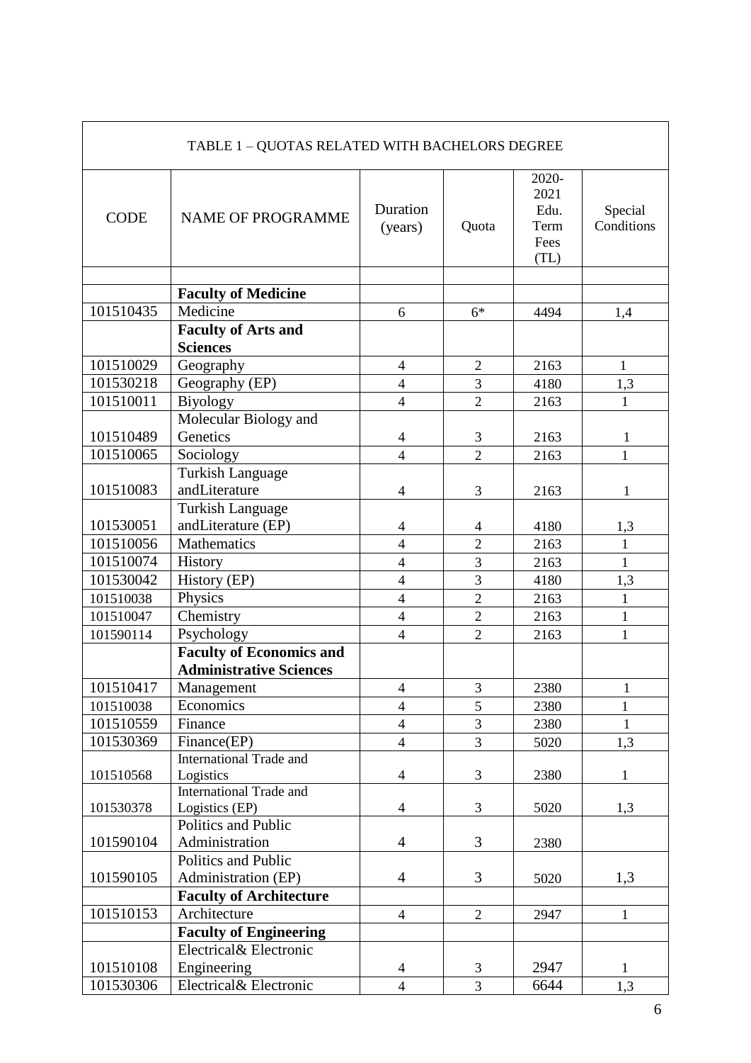| TABLE 1 – QUOTAS RELATED WITH BACHELORS DEGREE | | | | | |
|---|---|---|---|---|---|
| CODE | NAME OF PROGRAMME | Duration (years) | Quota | 2020-2021 Edu. Term Fees (TL) | Special Conditions |
| | | | | | |
| | **Faculty of Medicine** | | | | |
| 101510435 | Medicine | 6 | 6* | 4494 | 1,4 |
| | **Faculty of Arts and Sciences** | | | | |
| 101510029 | Geography | 4 | 2 | 2163 | 1 |
| 101530218 | Geography (EP) | 4 | 3 | 4180 | 1,3 |
| 101510011 | Biyology | 4 | 2 | 2163 | 1 |
| 101510489 | Molecular Biology and Genetics | 4 | 3 | 2163 | 1 |
| 101510065 | Sociology | 4 | 2 | 2163 | 1 |
| 101510083 | Turkish Language andLiterature | 4 | 3 | 2163 | 1 |
| 101530051 | Turkish Language andLiterature (EP) | 4 | 4 | 4180 | 1,3 |
| 101510056 | Mathematics | 4 | 2 | 2163 | 1 |
| 101510074 | History | 4 | 3 | 2163 | 1 |
| 101530042 | History (EP) | 4 | 3 | 4180 | 1,3 |
| 101510038 | Physics | 4 | 2 | 2163 | 1 |
| 101510047 | Chemistry | 4 | 2 | 2163 | 1 |
| 101590114 | Psychology | 4 | 2 | 2163 | 1 |
| | **Faculty of Economics and Administrative Sciences** | | | | |
| 101510417 | Management | 4 | 3 | 2380 | 1 |
| 101510038 | Economics | 4 | 5 | 2380 | 1 |
| 101510559 | Finance | 4 | 3 | 2380 | 1 |
| 101530369 | Finance(EP) | 4 | 3 | 5020 | 1,3 |
| 101510568 | International Trade and Logistics | 4 | 3 | 2380 | 1 |
| 101530378 | International Trade and Logistics (EP) | 4 | 3 | 5020 | 1,3 |
| 101590104 | Politics and Public Administration | 4 | 3 | 2380 | |
| 101590105 | Politics and Public Administration (EP) | 4 | 3 | 5020 | 1,3 |
| | **Faculty of Architecture** | | | | |
| 101510153 | Architecture | 4 | 2 | 2947 | 1 |
| | **Faculty of Engineering** | | | | |
| 101510108 | Electrical& Electronic Engineering | 4 | 3 | 2947 | 1 |
| 101530306 | Electrical& Electronic | 4 | 3 | 6644 | 1,3 |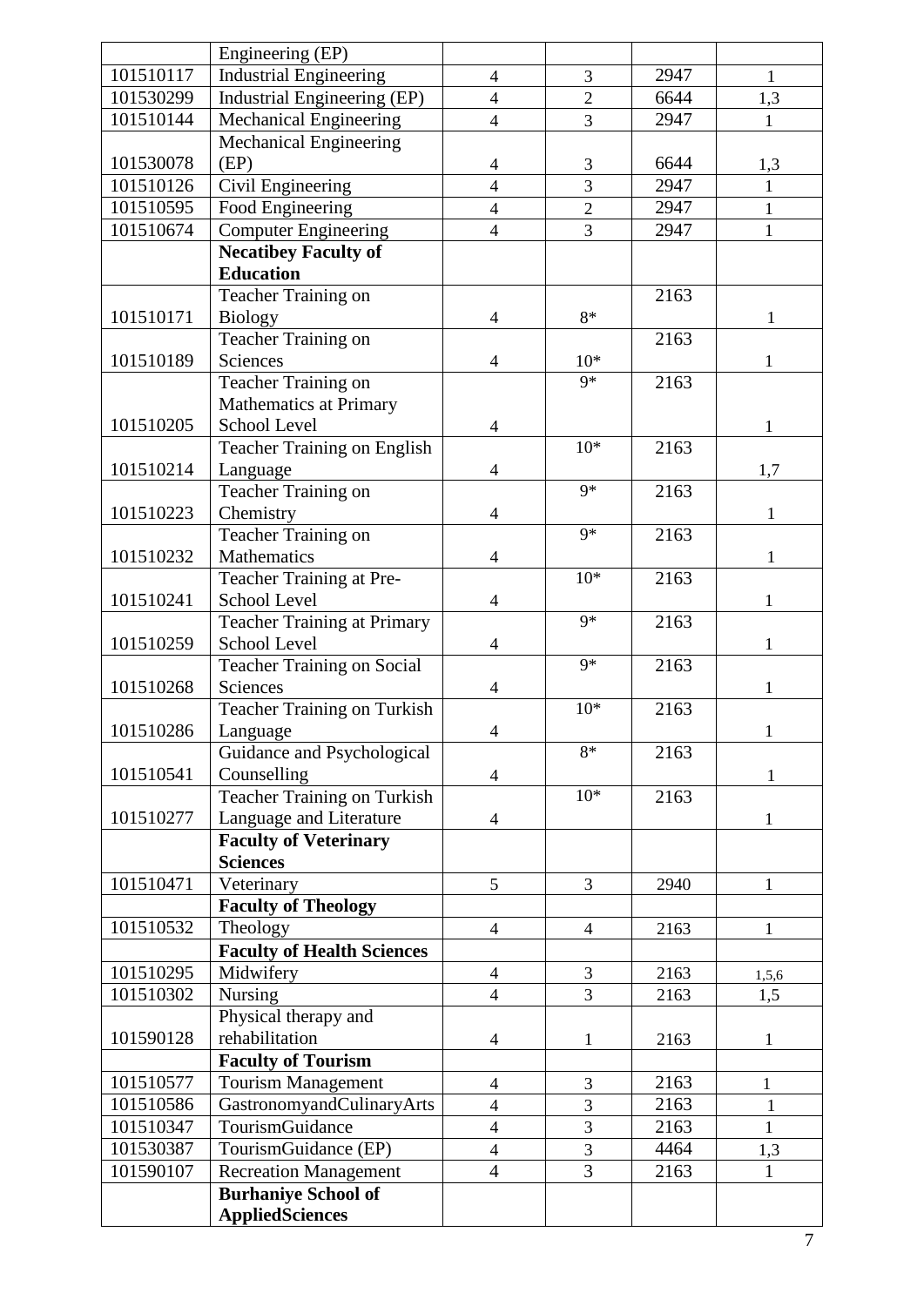|  | Engineering (EP) |  |  |  |  |
|---|---|---|---|---|---|
| 101510117 | Industrial Engineering | 4 | 3 | 2947 | 1 |
| 101530299 | Industrial Engineering (EP) | 4 | 2 | 6644 | 1,3 |
| 101510144 | Mechanical Engineering | 4 | 3 | 2947 | 1 |
| 101530078 | Mechanical Engineering (EP) | 4 | 3 | 6644 | 1,3 |
| 101510126 | Civil Engineering | 4 | 3 | 2947 | 1 |
| 101510595 | Food Engineering | 4 | 2 | 2947 | 1 |
| 101510674 | Computer Engineering | 4 | 3 | 2947 | 1 |
|  | **Necatibey Faculty of Education** |  |  |  |  |
| 101510171 | Teacher Training on Biology | 4 | 8* | 2163 | 1 |
| 101510189 | Teacher Training on Sciences | 4 | 10* | 2163 | 1 |
| 101510205 | Teacher Training on Mathematics at Primary School Level | 4 | 9* | 2163 | 1 |
| 101510214 | Teacher Training on English Language | 4 | 10* | 2163 | 1,7 |
| 101510223 | Teacher Training on Chemistry | 4 | 9* | 2163 | 1 |
| 101510232 | Teacher Training on Mathematics | 4 | 9* | 2163 | 1 |
| 101510241 | Teacher Training at Pre-School Level | 4 | 10* | 2163 | 1 |
| 101510259 | Teacher Training at Primary School Level | 4 | 9* | 2163 | 1 |
| 101510268 | Teacher Training on Social Sciences | 4 | 9* | 2163 | 1 |
| 101510286 | Teacher Training on Turkish Language | 4 | 10* | 2163 | 1 |
| 101510541 | Guidance and Psychological Counselling | 4 | 8* | 2163 | 1 |
| 101510277 | Teacher Training on Turkish Language and Literature | 4 | 10* | 2163 | 1 |
|  | **Faculty of Veterinary Sciences** |  |  |  |  |
| 101510471 | Veterinary | 5 | 3 | 2940 | 1 |
|  | **Faculty of Theology** |  |  |  |  |
| 101510532 | Theology | 4 | 4 | 2163 | 1 |
|  | **Faculty of Health Sciences** |  |  |  |  |
| 101510295 | Midwifery | 4 | 3 | 2163 | 1,5,6 |
| 101510302 | Nursing | 4 | 3 | 2163 | 1,5 |
| 101590128 | Physical therapy and rehabilitation | 4 | 1 | 2163 | 1 |
|  | **Faculty of Tourism** |  |  |  |  |
| 101510577 | Tourism Management | 4 | 3 | 2163 | 1 |
| 101510586 | GastronomyandCulinaryArts | 4 | 3 | 2163 | 1 |
| 101510347 | TourismGuidance | 4 | 3 | 2163 | 1 |
| 101530387 | TourismGuidance (EP) | 4 | 3 | 4464 | 1,3 |
| 101590107 | Recreation Management | 4 | 3 | 2163 | 1 |
|  | **Burhaniye School of AppliedSciences** |  |  |  |  |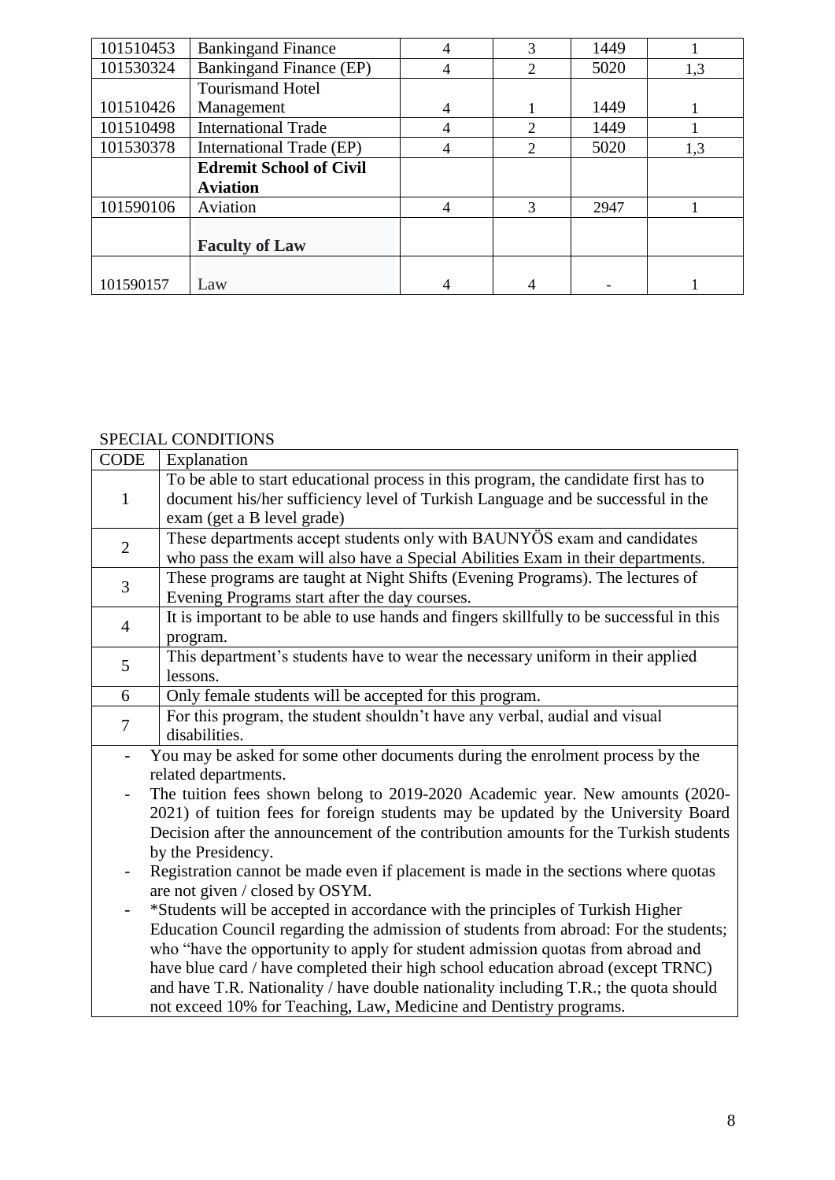| | | | | | |
|---|---|---|---|---|---|
| 101510453 | Bankingand Finance | 4 | 3 | 1449 | 1 |
| 101530324 | Bankingand Finance (EP) | 4 | 2 | 5020 | 1,3 |
| 101510426 | Tourismand Hotel Management | 4 | 1 | 1449 | 1 |
| 101510498 | International Trade | 4 | 2 | 1449 | 1 |
| 101530378 | International Trade (EP) | 4 | 2 | 5020 | 1,3 |
| | **Edremit School of Civil Aviation** | | | | |
| 101590106 | Aviation | 4 | 3 | 2947 | 1 |
| | **Faculty of Law** | | | | |
| 101590157 | Law | 4 | 4 | - | 1 |

SPECIAL CONDITIONS

| CODE | Explanation |
|---|---|
| 1 | To be able to start educational process in this program, the candidate first has to document his/her sufficiency level of Turkish Language and be successful in the exam (get a B level grade) |
| 2 | These departments accept students only with BAUNYÖS exam and candidates who pass the exam will also have a Special Abilities Exam in their departments. |
| 3 | These programs are taught at Night Shifts (Evening Programs). The lectures of Evening Programs start after the day courses. |
| 4 | It is important to be able to use hands and fingers skillfully to be successful in this program. |
| 5 | This department's students have to wear the necessary uniform in their applied lessons. |
| 6 | Only female students will be accepted for this program. |
| 7 | For this program, the student shouldn't have any verbal, audial and visual disabilities. |

- You may be asked for some other documents during the enrolment process by the related departments.
- The tuition fees shown belong to 2019-2020 Academic year. New amounts (2020-2021) of tuition fees for foreign students may be updated by the University Board Decision after the announcement of the contribution amounts for the Turkish students by the Presidency.
- Registration cannot be made even if placement is made in the sections where quotas are not given / closed by OSYM.
- *Students will be accepted in accordance with the principles of Turkish Higher Education Council regarding the admission of students from abroad: For the students; who "have the opportunity to apply for student admission quotas from abroad and have blue card / have completed their high school education abroad (except TRNC) and have T.R. Nationality / have double nationality including T.R.; the quota should not exceed 10% for Teaching, Law, Medicine and Dentistry programs.